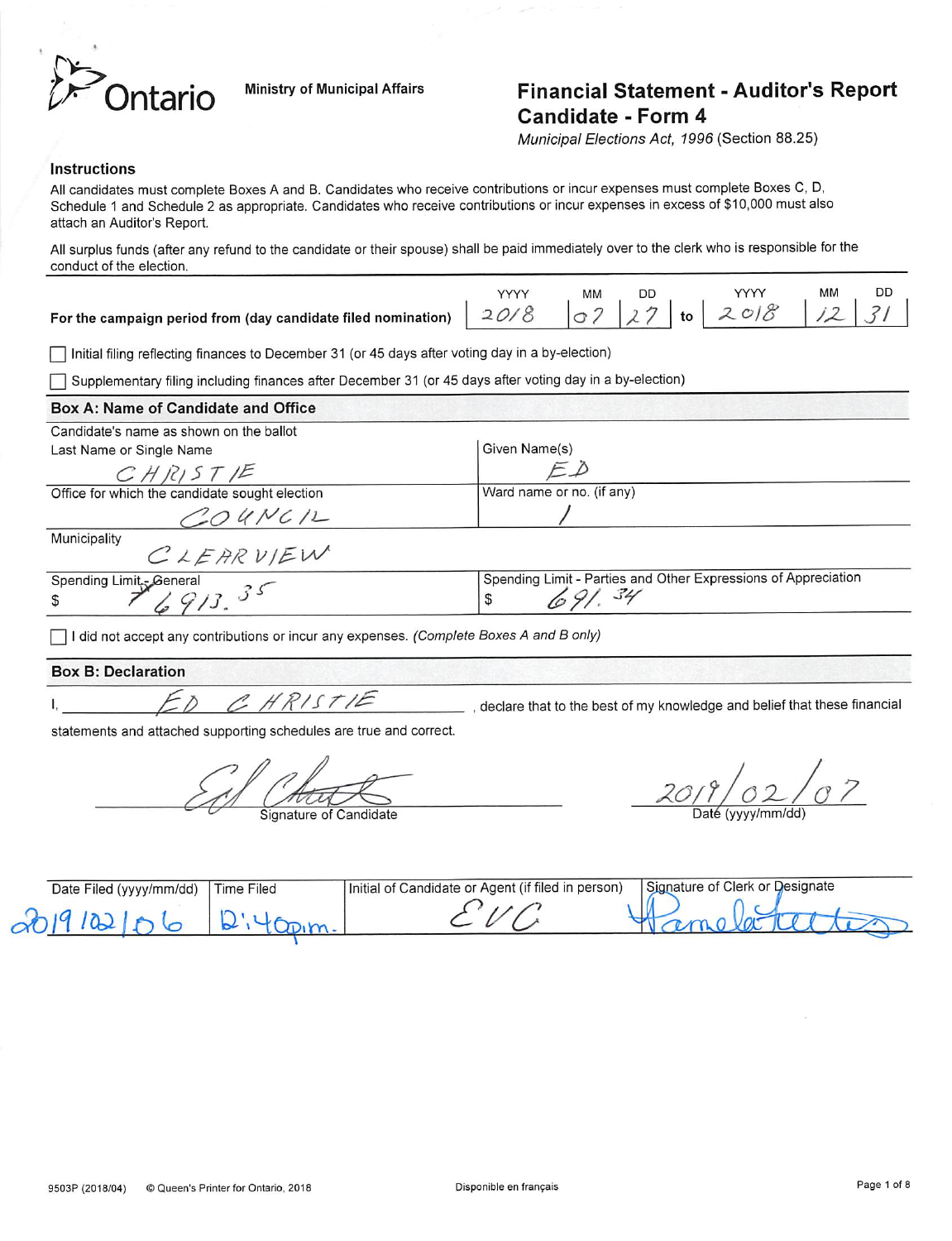Ontario

Ministry of Municipal Affairs

# Financial Statement - Auditor's Report Candidate - Form 4

*Municipal Elections Act, 1996* (Section 88.25)

### Instructions

All candidates must complete Boxes A and B. Candidates who receive contributions or incur expenses must complete Boxes C, D, Schedule 1 and Schedule 2 as appropriate. Candidates who receive contributions or incur expenses in excess of $10,000 must also attach an Auditor's Report.

All surplus funds (after any refund to the candidate or their spouse) shall be paid immediately over to the clerk who is responsible for the conduct of the election.

| For the campaign period from (day candidate filed nomination) | YYYY | MM | DD | to | YYYY | MM | DD |
|---|---|---|---|---|---|---|---|
| | 2018 | 07 | 27 | to | 2018 | 12 | 31 |

☐ Initial filing reflecting finances to December 31 (or 45 days after voting day in a by-election)

☐ Supplementary filing including finances after December 31 (or 45 days after voting day in a by-election)

### Box A: Name of Candidate and Office

| Candidate's name as shown on the ballot Last Name or Single Name | Given Name(s) |
|---|---|
| CHRISTIE | ED |
| **Office for which the candidate sought election** | **Ward name or no. (if any)** |
| COUNCIL | / |
| **Municipality** | |
| CLEARVIEW | |
| **Spending Limit - General** | **Spending Limit - Parties and Other Expressions of Appreciation** |
| $ 76913.35 | $ 691.34 |

☐ I did not accept any contributions or incur any expenses. *(Complete Boxes A and B only)*

### Box B: Declaration

I, ED CHRISTIE, declare that to the best of my knowledge and belief that these financial statements and attached supporting schedules are true and correct.

Signature of Candidate: [signature]

Date (yyyy/mm/dd): 2019/02/07

| Date Filed (yyyy/mm/dd) | Time Filed | Initial of Candidate or Agent (if filed in person) | Signature of Clerk or Designate |
|---|---|---|---|
| 2019/02/06 | 2:40pm. | EVC | [signature] Pamela |

9503P (2018/04) © Queen's Printer for Ontario, 2018

Disponible en français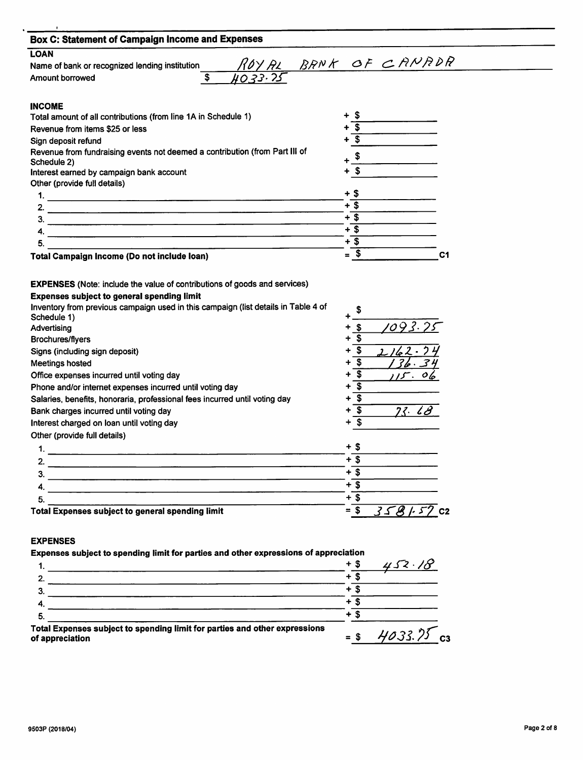## Box C: Statement of Campaign Income and Expenses

### LOAN

Name of bank or recognized lending institution: ROYAL BANK OF CANADA

Amount borrowed: $ 4033.75

### INCOME

| Item | Amount |
|---|---|
| Total amount of all contributions (from line 1A in Schedule 1) | + $ |
| Revenue from items $25 or less | + $ |
| Sign deposit refund | + $ |
| Revenue from fundraising events not deemed a contribution (from Part III of Schedule 2) | + $ |
| Interest earned by campaign bank account | + $ |
| Other (provide full details) | |
| 1. | + $ |
| 2. | + $ |
| 3. | + $ |
| 4. | + $ |
| 5. | + $ |
| **Total Campaign Income (Do not include loan)** | = $ C1 |

### EXPENSES (Note: include the value of contributions of goods and services)

**Expenses subject to general spending limit**

| Item | Amount |
|---|---|
| Inventory from previous campaign used in this campaign (list details in Table 4 of Schedule 1) | + $ |
| Advertising | + $ 1093.75 |
| Brochures/flyers | + $ |
| Signs (including sign deposit) | + $ 2162.74 |
| Meetings hosted | + $ 136.34 |
| Office expenses incurred until voting day | + $ 115.06 |
| Phone and/or internet expenses incurred until voting day | + $ |
| Salaries, benefits, honoraria, professional fees incurred until voting day | + $ |
| Bank charges incurred until voting day | + $ 73.68 |
| Interest charged on loan until voting day | + $ |
| Other (provide full details) | |
| 1. | + $ |
| 2. | + $ |
| 3. | + $ |
| 4. | + $ |
| 5. | + $ |
| **Total Expenses subject to general spending limit** | = $ 3581.57 C2 |

### EXPENSES

**Expenses subject to spending limit for parties and other expressions of appreciation**

| Item | Amount |
|---|---|
| 1. | + $ 452.18 |
| 2. | + $ |
| 3. | + $ |
| 4. | + $ |
| 5. | + $ |
| **Total Expenses subject to spending limit for parties and other expressions of appreciation** | = $ 4033.75 C3 |

9503P (2018/04)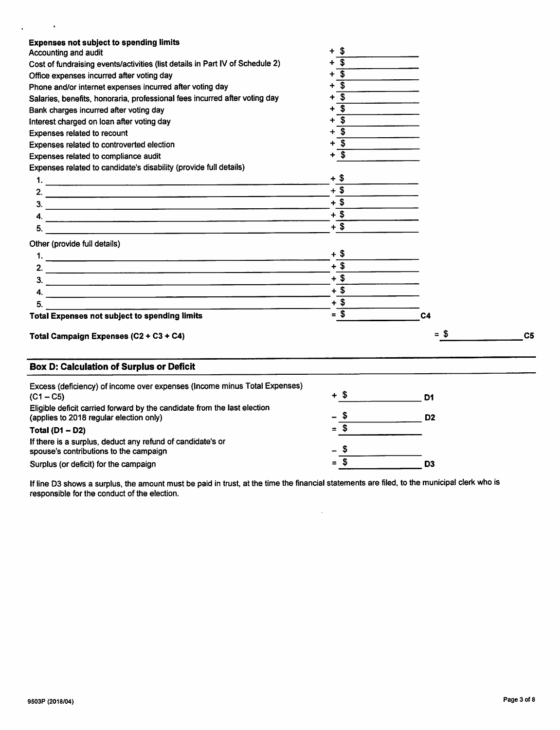**Expenses not subject to spending limits**

| | | |
|---|---|---|
| Accounting and audit | + $ | |
| Cost of fundraising events/activities (list details in Part IV of Schedule 2) | + $ | |
| Office expenses incurred after voting day | + $ | |
| Phone and/or internet expenses incurred after voting day | + $ | |
| Salaries, benefits, honoraria, professional fees incurred after voting day | + $ | |
| Bank charges incurred after voting day | + $ | |
| Interest charged on loan after voting day | + $ | |
| Expenses related to recount | + $ | |
| Expenses related to controverted election | + $ | |
| Expenses related to compliance audit | + $ | |
| Expenses related to candidate's disability (provide full details) | | |
| 1. | + $ | |
| 2. | + $ | |
| 3. | + $ | |
| 4. | + $ | |
| 5. | + $ | |
| Other (provide full details) | | |
| 1. | + $ | |
| 2. | + $ | |
| 3. | + $ | |
| 4. | + $ | |
| 5. | + $ | |
| **Total Expenses not subject to spending limits** | = $ | C4 |

**Total Campaign Expenses (C2 + C3 + C4)** = $ \_\_\_\_\_\_\_\_ C5

## Box D: Calculation of Surplus or Deficit

| | | |
|---|---|---|
| Excess (deficiency) of income over expenses (Income minus Total Expenses) (C1 – C5) | + $ | D1 |
| Eligible deficit carried forward by the candidate from the last election (applies to 2018 regular election only) | – $ | D2 |
| **Total (D1 – D2)** | = $ | |
| If there is a surplus, deduct any refund of candidate's or spouse's contributions to the campaign | – $ | |
| Surplus (or deficit) for the campaign | = $ | D3 |

If line D3 shows a surplus, the amount must be paid in trust, at the time the financial statements are filed, to the municipal clerk who is responsible for the conduct of the election.

9503P (2018/04)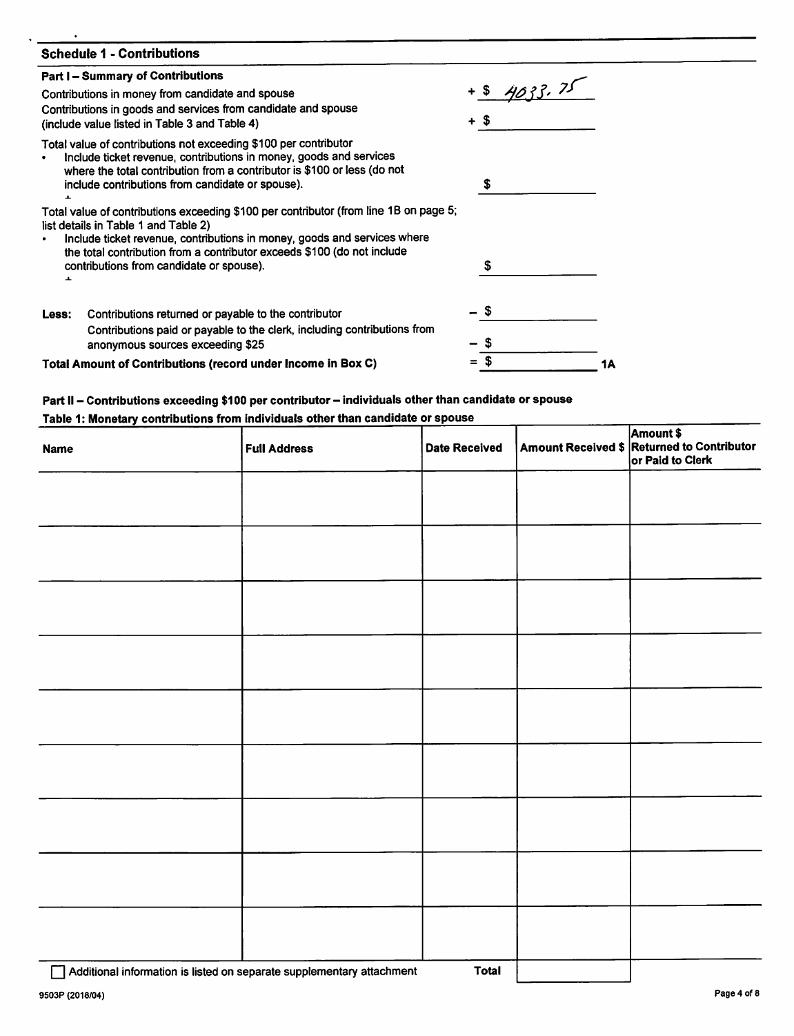## Schedule 1 - Contributions

### Part I – Summary of Contributions

| | |
|---|---|
| Contributions in money from candidate and spouse | + $ 4033.75 |
| Contributions in goods and services from candidate and spouse (include value listed in Table 3 and Table 4) | + $ |
| Total value of contributions not exceeding $100 per contributor<br>• Include ticket revenue, contributions in money, goods and services where the total contribution from a contributor is $100 or less (do not include contributions from candidate or spouse). | $ |
| Total value of contributions exceeding $100 per contributor (from line 1B on page 5; list details in Table 1 and Table 2)<br>• Include ticket revenue, contributions in money, goods and services where the total contribution from a contributor exceeds $100 (do not include contributions from candidate or spouse). | $ |
| **Less:** Contributions returned or payable to the contributor | – $ |
| Contributions paid or payable to the clerk, including contributions from anonymous sources exceeding $25 | – $ |
| **Total Amount of Contributions (record under Income in Box C)** | = $ **1A** |

### Part II – Contributions exceeding $100 per contributor – individuals other than candidate or spouse

**Table 1: Monetary contributions from individuals other than candidate or spouse**

| Name | Full Address | Date Received | Amount Received $ | Amount $ Returned to Contributor or Paid to Clerk |
|---|---|---|---|---|
| | | | | |
| | | | | |
| | | | | |
| | | | | |
| | | | | |
| | | | | |
| | | | | |
| | | | | |
| | | | | |
| | | **Total** | | |

☐ Additional information is listed on separate supplementary attachment

9503P (2018/04)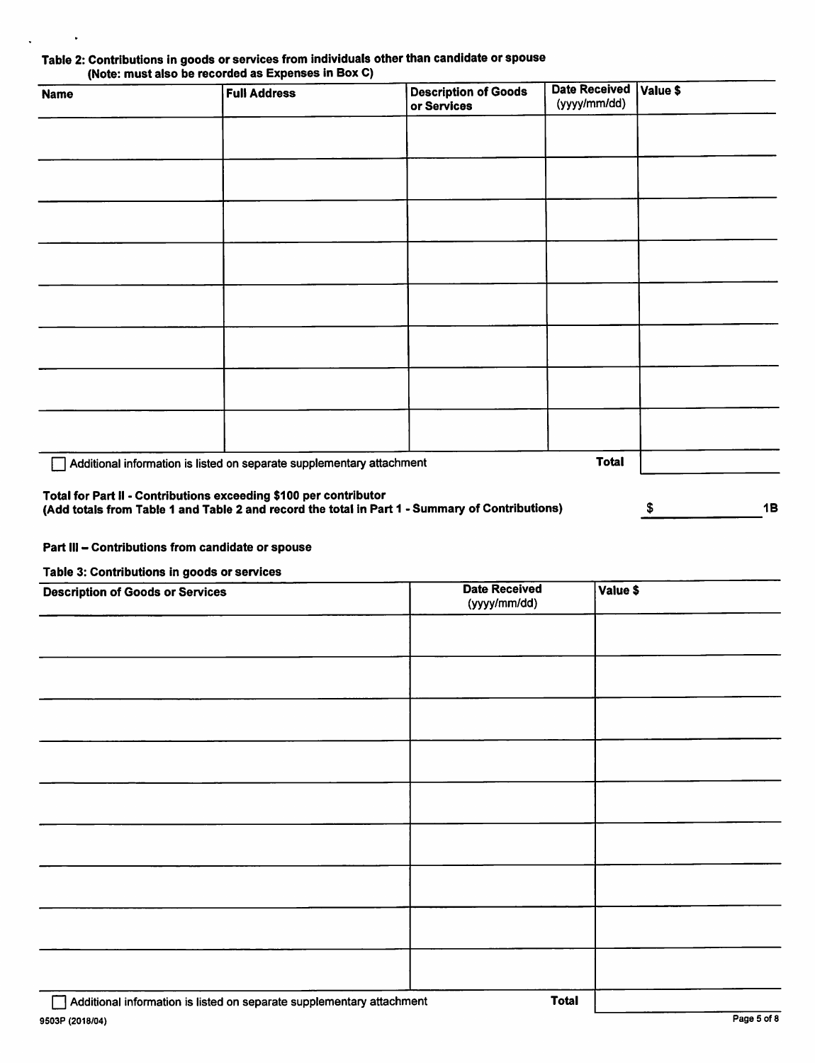**Table 2: Contributions in goods or services from individuals other than candidate or spouse**
**(Note: must also be recorded as Expenses in Box C)**

| Name | Full Address | Description of Goods or Services | Date Received (yyyy/mm/dd) | Value $ |
|---|---|---|---|---|
| | | | | |
| | | | | |
| | | | | |
| | | | | |
| | | | | |
| | | | | |
| | | | | |
| | | | | |
| | | | **Total** | |

☐ Additional information is listed on separate supplementary attachment

**Total for Part II - Contributions exceeding $100 per contributor**
**(Add totals from Table 1 and Table 2 and record the total in Part 1 - Summary of Contributions)** $ ________ **1B**

**Part III – Contributions from candidate or spouse**

**Table 3: Contributions in goods or services**

| Description of Goods or Services | Date Received (yyyy/mm/dd) | Value $ |
|---|---|---|
| | | |
| | | |
| | | |
| | | |
| | | |
| | | |
| | | |
| | | |
| | | |
| | **Total** | |

☐ Additional information is listed on separate supplementary attachment

9503P (2018/04)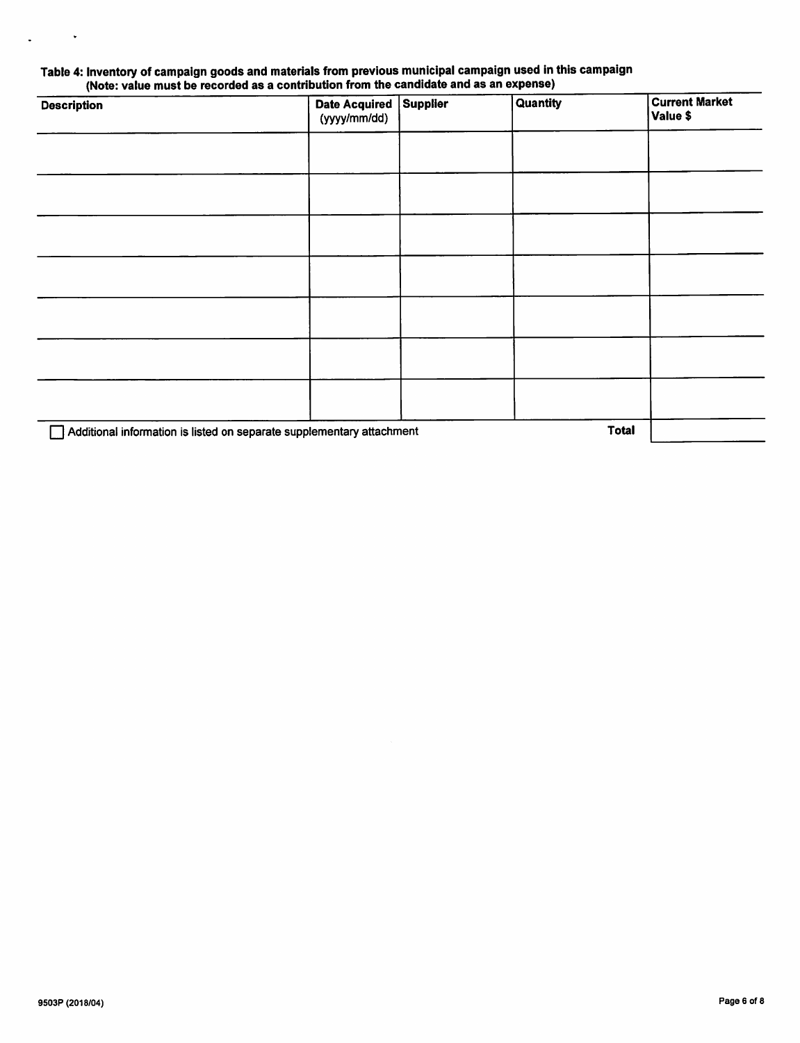**Table 4: Inventory of campaign goods and materials from previous municipal campaign used in this campaign**
**(Note: value must be recorded as a contribution from the candidate and as an expense)**

| Description | Date Acquired (yyyy/mm/dd) | Supplier | Quantity | Current Market Value $ |
|---|---|---|---|---|
| | | | | |
| | | | | |
| | | | | |
| | | | | |
| | | | | |
| | | | | |
| | | | | |
| | | | **Total** | |

☐ Additional information is listed on separate supplementary attachment

9503P (2018/04)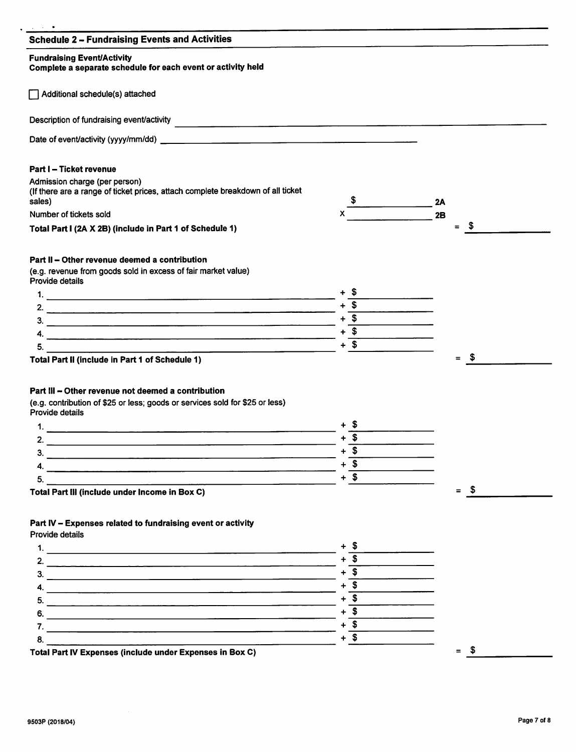## Schedule 2 – Fundraising Events and Activities

**Fundraising Event/Activity**
**Complete a separate schedule for each event or activity held**

☐ Additional schedule(s) attached

Description of fundraising event/activity \_\_\_\_\_\_\_\_\_\_\_\_\_\_\_\_\_\_\_\_\_\_\_\_\_\_\_\_\_\_

Date of event/activity (yyyy/mm/dd) \_\_\_\_\_\_\_\_\_\_\_\_\_\_\_\_\_\_\_\_\_\_\_\_\_\_\_\_\_\_

### Part I – Ticket revenue

| | | | |
|---|---|---|---|
| Admission charge (per person) (If there are a range of ticket prices, attach complete breakdown of all ticket sales) | $ | 2A | |
| Number of tickets sold | X | 2B | |
| **Total Part I (2A X 2B) (include in Part 1 of Schedule 1)** | | | = $ |

### Part II – Other revenue deemed a contribution

(e.g. revenue from goods sold in excess of fair market value)
Provide details

| | | |
|---|---|---|
| 1. | + $ | |
| 2. | + $ | |
| 3. | + $ | |
| 4. | + $ | |
| 5. | + $ | |
| **Total Part II (include in Part 1 of Schedule 1)** | | = $ |

### Part III – Other revenue not deemed a contribution

(e.g. contribution of $25 or less; goods or services sold for $25 or less)
Provide details

| | | |
|---|---|---|
| 1. | + $ | |
| 2. | + $ | |
| 3. | + $ | |
| 4. | + $ | |
| 5. | + $ | |
| **Total Part III (include under Income in Box C)** | | = $ |

### Part IV – Expenses related to fundraising event or activity

Provide details

| | | |
|---|---|---|
| 1. | + $ | |
| 2. | + $ | |
| 3. | + $ | |
| 4. | + $ | |
| 5. | + $ | |
| 6. | + $ | |
| 7. | + $ | |
| 8. | + $ | |
| **Total Part IV Expenses (include under Expenses in Box C)** | | = $ |

9503P (2018/04)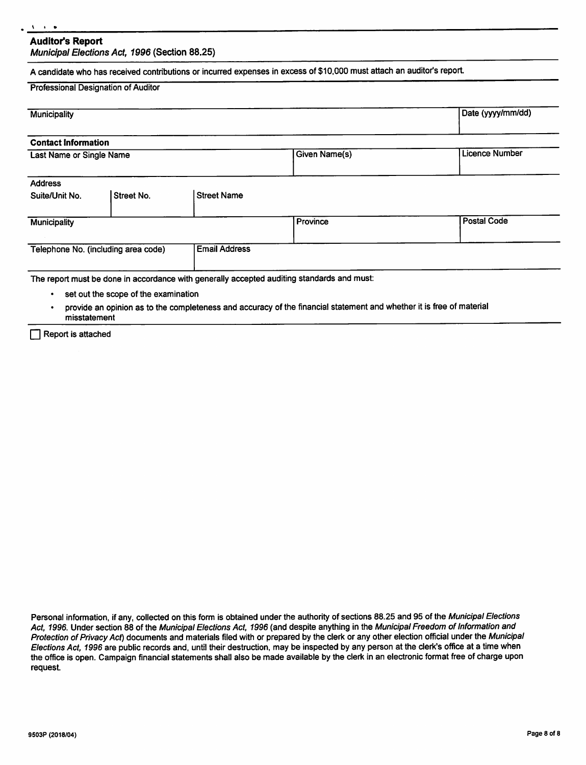## Auditor's Report

*Municipal Elections Act, 1996* (Section 88.25)

A candidate who has received contributions or incurred expenses in excess of $10,000 must attach an auditor's report.

Professional Designation of Auditor

| Municipality | Date (yyyy/mm/dd) |
|---|---|
| | |

**Contact Information**

| Last Name or Single Name | Given Name(s) | Licence Number |
|---|---|---|
| | | |

Address

| Suite/Unit No. | Street No. | Street Name |
|---|---|---|
| | | |

| Municipality | Province | Postal Code |
|---|---|---|
| | | |

| Telephone No. (including area code) | Email Address |
|---|---|
| | |

The report must be done in accordance with generally accepted auditing standards and must:

- set out the scope of the examination
- provide an opinion as to the completeness and accuracy of the financial statement and whether it is free of material misstatement

☐ Report is attached

Personal information, if any, collected on this form is obtained under the authority of sections 88.25 and 95 of the *Municipal Elections Act, 1996*. Under section 88 of the *Municipal Elections Act, 1996* (and despite anything in the *Municipal Freedom of Information and Protection of Privacy Act*) documents and materials filed with or prepared by the clerk or any other election official under the *Municipal Elections Act, 1996* are public records and, until their destruction, may be inspected by any person at the clerk's office at a time when the office is open. Campaign financial statements shall also be made available by the clerk in an electronic format free of charge upon request.

9503P (2018/04)